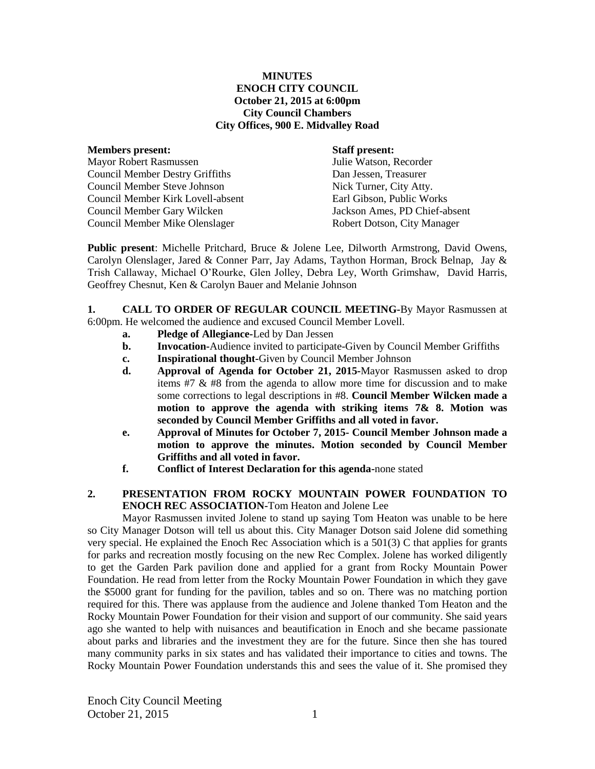**MINUTES**
**ENOCH CITY COUNCIL**
**October 21, 2015 at 6:00pm**
**City Council Chambers**
**City Offices, 900 E. Midvalley Road**

| **Members present:** | **Staff present:** |
|---|---|
| Mayor Robert Rasmussen | Julie Watson, Recorder |
| Council Member Destry Griffiths | Dan Jessen, Treasurer |
| Council Member Steve Johnson | Nick Turner, City Atty. |
| Council Member Kirk Lovell-absent | Earl Gibson, Public Works |
| Council Member Gary Wilcken | Jackson Ames, PD Chief-absent |
| Council Member Mike Olenslager | Robert Dotson, City Manager |

**Public present**: Michelle Pritchard, Bruce & Jolene Lee, Dilworth Armstrong, David Owens, Carolyn Olenslager, Jared & Conner Parr, Jay Adams, Taython Horman, Brock Belnap, Jay & Trish Callaway, Michael O'Rourke, Glen Jolley, Debra Ley, Worth Grimshaw, David Harris, Geoffrey Chesnut, Ken & Carolyn Bauer and Melanie Johnson

**1. CALL TO ORDER OF REGULAR COUNCIL MEETING-**By Mayor Rasmussen at 6:00pm. He welcomed the audience and excused Council Member Lovell.

- **a. Pledge of Allegiance-**Led by Dan Jessen
- **b. Invocation-**Audience invited to participate-Given by Council Member Griffiths
- **c. Inspirational thought-**Given by Council Member Johnson
- **d. Approval of Agenda for October 21, 2015-**Mayor Rasmussen asked to drop items #7 & #8 from the agenda to allow more time for discussion and to make some corrections to legal descriptions in #8. **Council Member Wilcken made a motion to approve the agenda with striking items 7& 8. Motion was seconded by Council Member Griffiths and all voted in favor.**
- **e. Approval of Minutes for October 7, 2015- Council Member Johnson made a motion to approve the minutes. Motion seconded by Council Member Griffiths and all voted in favor.**
- **f. Conflict of Interest Declaration for this agenda-**none stated

**2. PRESENTATION FROM ROCKY MOUNTAIN POWER FOUNDATION TO ENOCH REC ASSOCIATION-**Tom Heaton and Jolene Lee

Mayor Rasmussen invited Jolene to stand up saying Tom Heaton was unable to be here so City Manager Dotson will tell us about this. City Manager Dotson said Jolene did something very special. He explained the Enoch Rec Association which is a 501(3) C that applies for grants for parks and recreation mostly focusing on the new Rec Complex. Jolene has worked diligently to get the Garden Park pavilion done and applied for a grant from Rocky Mountain Power Foundation. He read from letter from the Rocky Mountain Power Foundation in which they gave the $5000 grant for funding for the pavilion, tables and so on. There was no matching portion required for this. There was applause from the audience and Jolene thanked Tom Heaton and the Rocky Mountain Power Foundation for their vision and support of our community. She said years ago she wanted to help with nuisances and beautification in Enoch and she became passionate about parks and libraries and the investment they are for the future. Since then she has toured many community parks in six states and has validated their importance to cities and towns. The Rocky Mountain Power Foundation understands this and sees the value of it. She promised they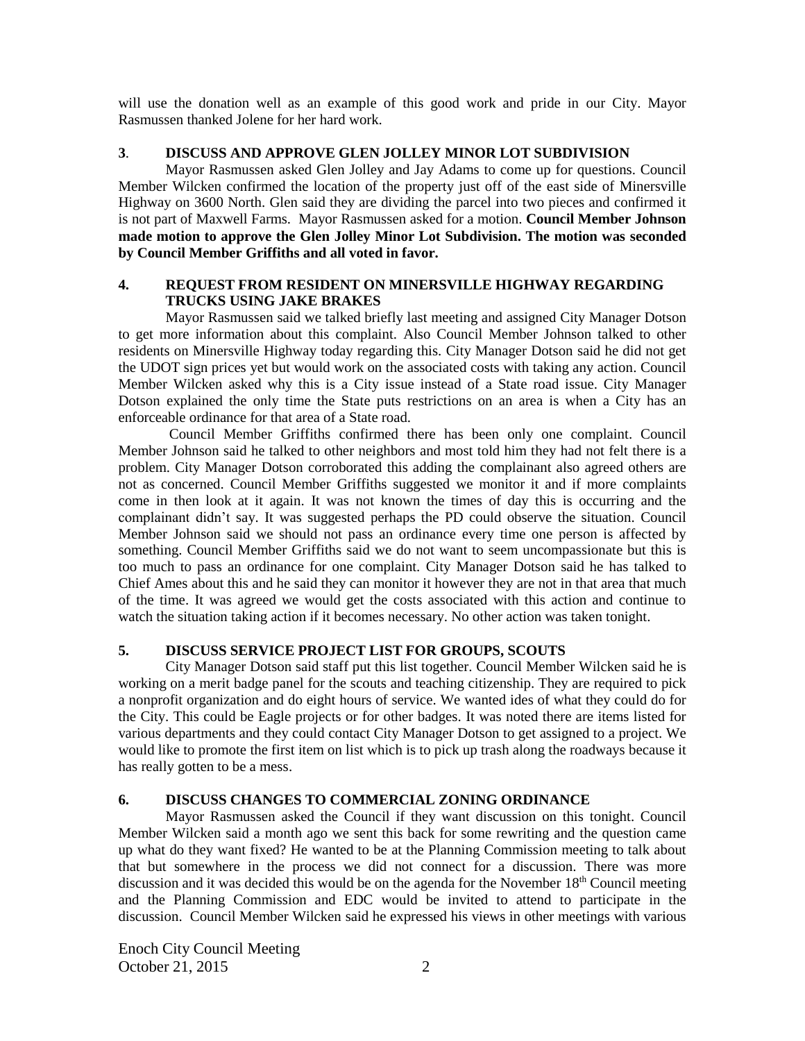will use the donation well as an example of this good work and pride in our City. Mayor Rasmussen thanked Jolene for her hard work.

**3**. **DISCUSS AND APPROVE GLEN JOLLEY MINOR LOT SUBDIVISION**

Mayor Rasmussen asked Glen Jolley and Jay Adams to come up for questions. Council Member Wilcken confirmed the location of the property just off of the east side of Minersville Highway on 3600 North. Glen said they are dividing the parcel into two pieces and confirmed it is not part of Maxwell Farms. Mayor Rasmussen asked for a motion. **Council Member Johnson made motion to approve the Glen Jolley Minor Lot Subdivision. The motion was seconded by Council Member Griffiths and all voted in favor.**

**4. REQUEST FROM RESIDENT ON MINERSVILLE HIGHWAY REGARDING TRUCKS USING JAKE BRAKES**

Mayor Rasmussen said we talked briefly last meeting and assigned City Manager Dotson to get more information about this complaint. Also Council Member Johnson talked to other residents on Minersville Highway today regarding this. City Manager Dotson said he did not get the UDOT sign prices yet but would work on the associated costs with taking any action. Council Member Wilcken asked why this is a City issue instead of a State road issue. City Manager Dotson explained the only time the State puts restrictions on an area is when a City has an enforceable ordinance for that area of a State road.

Council Member Griffiths confirmed there has been only one complaint. Council Member Johnson said he talked to other neighbors and most told him they had not felt there is a problem. City Manager Dotson corroborated this adding the complainant also agreed others are not as concerned. Council Member Griffiths suggested we monitor it and if more complaints come in then look at it again. It was not known the times of day this is occurring and the complainant didn't say. It was suggested perhaps the PD could observe the situation. Council Member Johnson said we should not pass an ordinance every time one person is affected by something. Council Member Griffiths said we do not want to seem uncompassionate but this is too much to pass an ordinance for one complaint. City Manager Dotson said he has talked to Chief Ames about this and he said they can monitor it however they are not in that area that much of the time. It was agreed we would get the costs associated with this action and continue to watch the situation taking action if it becomes necessary. No other action was taken tonight.

**5. DISCUSS SERVICE PROJECT LIST FOR GROUPS, SCOUTS**

City Manager Dotson said staff put this list together. Council Member Wilcken said he is working on a merit badge panel for the scouts and teaching citizenship. They are required to pick a nonprofit organization and do eight hours of service. We wanted ides of what they could do for the City. This could be Eagle projects or for other badges. It was noted there are items listed for various departments and they could contact City Manager Dotson to get assigned to a project. We would like to promote the first item on list which is to pick up trash along the roadways because it has really gotten to be a mess.

**6. DISCUSS CHANGES TO COMMERCIAL ZONING ORDINANCE**

Mayor Rasmussen asked the Council if they want discussion on this tonight. Council Member Wilcken said a month ago we sent this back for some rewriting and the question came up what do they want fixed? He wanted to be at the Planning Commission meeting to talk about that but somewhere in the process we did not connect for a discussion. There was more discussion and it was decided this would be on the agenda for the November 18th Council meeting and the Planning Commission and EDC would be invited to attend to participate in the discussion. Council Member Wilcken said he expressed his views in other meetings with various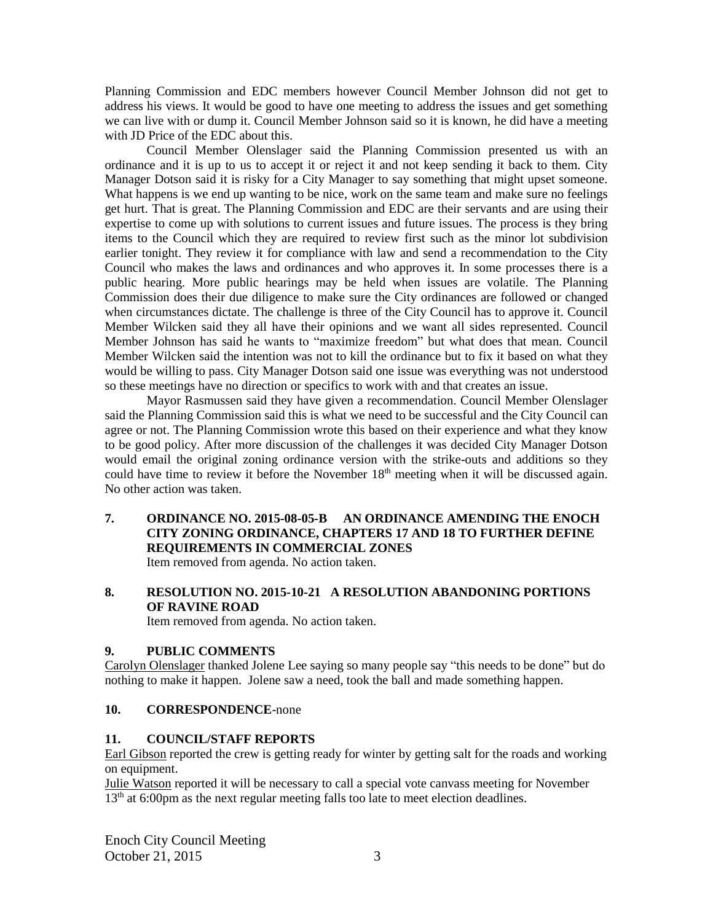Planning Commission and EDC members however Council Member Johnson did not get to address his views. It would be good to have one meeting to address the issues and get something we can live with or dump it. Council Member Johnson said so it is known, he did have a meeting with JD Price of the EDC about this.

Council Member Olenslager said the Planning Commission presented us with an ordinance and it is up to us to accept it or reject it and not keep sending it back to them. City Manager Dotson said it is risky for a City Manager to say something that might upset someone. What happens is we end up wanting to be nice, work on the same team and make sure no feelings get hurt. That is great. The Planning Commission and EDC are their servants and are using their expertise to come up with solutions to current issues and future issues. The process is they bring items to the Council which they are required to review first such as the minor lot subdivision earlier tonight. They review it for compliance with law and send a recommendation to the City Council who makes the laws and ordinances and who approves it. In some processes there is a public hearing. More public hearings may be held when issues are volatile. The Planning Commission does their due diligence to make sure the City ordinances are followed or changed when circumstances dictate. The challenge is three of the City Council has to approve it. Council Member Wilcken said they all have their opinions and we want all sides represented. Council Member Johnson has said he wants to "maximize freedom" but what does that mean. Council Member Wilcken said the intention was not to kill the ordinance but to fix it based on what they would be willing to pass. City Manager Dotson said one issue was everything was not understood so these meetings have no direction or specifics to work with and that creates an issue.

Mayor Rasmussen said they have given a recommendation. Council Member Olenslager said the Planning Commission said this is what we need to be successful and the City Council can agree or not. The Planning Commission wrote this based on their experience and what they know to be good policy. After more discussion of the challenges it was decided City Manager Dotson would email the original zoning ordinance version with the strike-outs and additions so they could have time to review it before the November 18th meeting when it will be discussed again. No other action was taken.

**7. ORDINANCE NO. 2015-08-05-B AN ORDINANCE AMENDING THE ENOCH CITY ZONING ORDINANCE, CHAPTERS 17 AND 18 TO FURTHER DEFINE REQUIREMENTS IN COMMERCIAL ZONES**

Item removed from agenda. No action taken.

**8. RESOLUTION NO. 2015-10-21 A RESOLUTION ABANDONING PORTIONS OF RAVINE ROAD**

Item removed from agenda. No action taken.

**9. PUBLIC COMMENTS**

Carolyn Olenslager thanked Jolene Lee saying so many people say "this needs to be done" but do nothing to make it happen. Jolene saw a need, took the ball and made something happen.

**10. CORRESPONDENCE**-none

**11. COUNCIL/STAFF REPORTS**

Earl Gibson reported the crew is getting ready for winter by getting salt for the roads and working on equipment.

Julie Watson reported it will be necessary to call a special vote canvass meeting for November 13th at 6:00pm as the next regular meeting falls too late to meet election deadlines.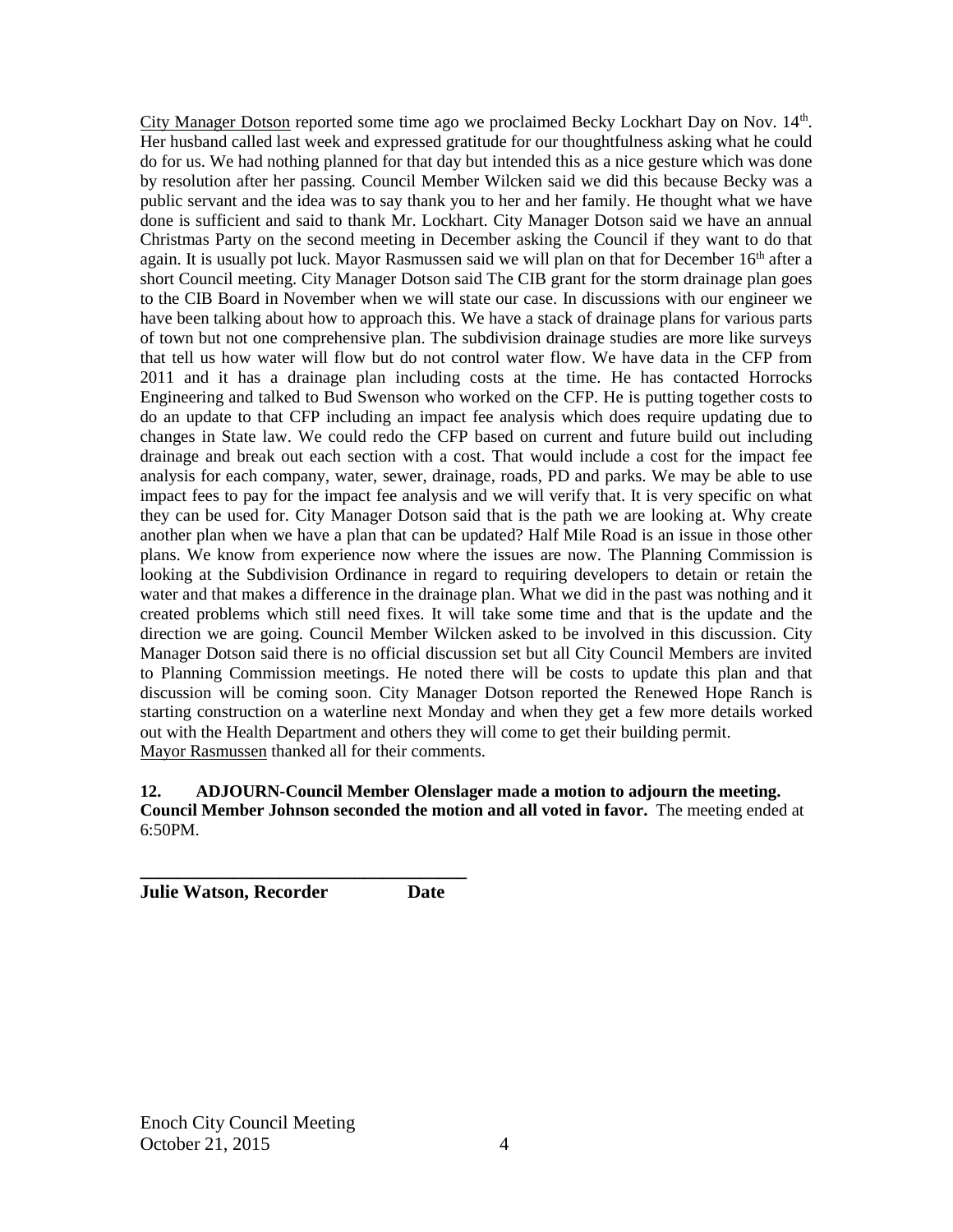City Manager Dotson reported some time ago we proclaimed Becky Lockhart Day on Nov. 14th. Her husband called last week and expressed gratitude for our thoughtfulness asking what he could do for us. We had nothing planned for that day but intended this as a nice gesture which was done by resolution after her passing. Council Member Wilcken said we did this because Becky was a public servant and the idea was to say thank you to her and her family. He thought what we have done is sufficient and said to thank Mr. Lockhart. City Manager Dotson said we have an annual Christmas Party on the second meeting in December asking the Council if they want to do that again. It is usually pot luck. Mayor Rasmussen said we will plan on that for December 16th after a short Council meeting. City Manager Dotson said The CIB grant for the storm drainage plan goes to the CIB Board in November when we will state our case. In discussions with our engineer we have been talking about how to approach this. We have a stack of drainage plans for various parts of town but not one comprehensive plan. The subdivision drainage studies are more like surveys that tell us how water will flow but do not control water flow. We have data in the CFP from 2011 and it has a drainage plan including costs at the time. He has contacted Horrocks Engineering and talked to Bud Swenson who worked on the CFP. He is putting together costs to do an update to that CFP including an impact fee analysis which does require updating due to changes in State law. We could redo the CFP based on current and future build out including drainage and break out each section with a cost. That would include a cost for the impact fee analysis for each company, water, sewer, drainage, roads, PD and parks. We may be able to use impact fees to pay for the impact fee analysis and we will verify that. It is very specific on what they can be used for. City Manager Dotson said that is the path we are looking at. Why create another plan when we have a plan that can be updated? Half Mile Road is an issue in those other plans. We know from experience now where the issues are now. The Planning Commission is looking at the Subdivision Ordinance in regard to requiring developers to detain or retain the water and that makes a difference in the drainage plan. What we did in the past was nothing and it created problems which still need fixes. It will take some time and that is the update and the direction we are going. Council Member Wilcken asked to be involved in this discussion. City Manager Dotson said there is no official discussion set but all City Council Members are invited to Planning Commission meetings. He noted there will be costs to update this plan and that discussion will be coming soon. City Manager Dotson reported the Renewed Hope Ranch is starting construction on a waterline next Monday and when they get a few more details worked out with the Health Department and others they will come to get their building permit.
Mayor Rasmussen thanked all for their comments.

**12. ADJOURN-Council Member Olenslager made a motion to adjourn the meeting. Council Member Johnson seconded the motion and all voted in favor.** The meeting ended at 6:50PM.

**\_\_\_\_\_\_\_\_\_\_\_\_\_\_\_\_\_\_\_\_\_\_\_\_\_\_\_\_\_\_\_\_\_\_\_\_**

**Julie Watson, Recorder Date**